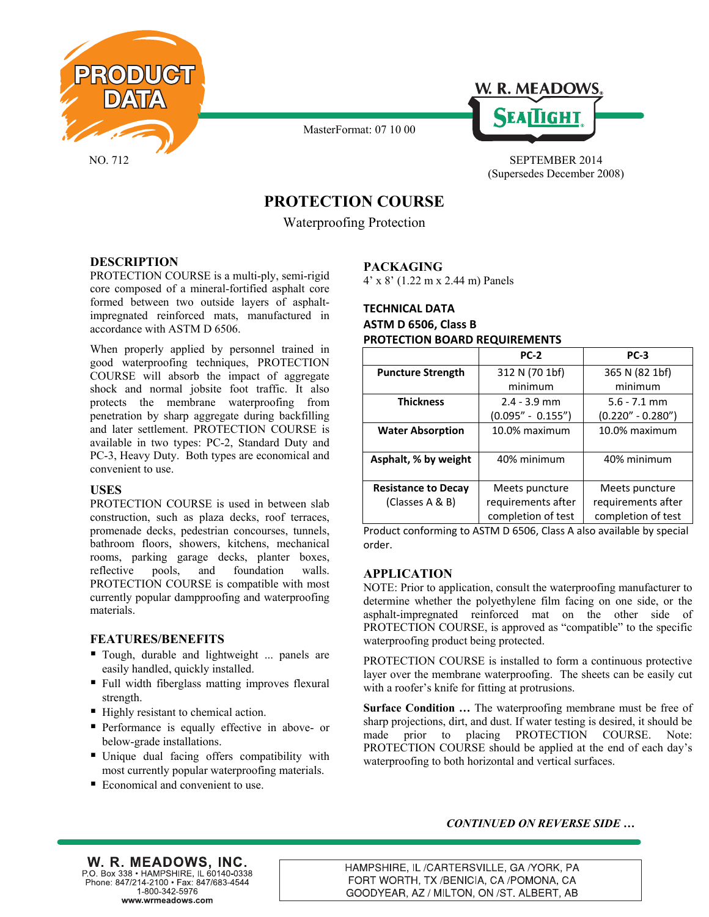PRODUCT DATA

NO. 712

MasterFormat: 07 10 00

W. R. MEADOWS
SEALTIGHT

SEPTEMBER 2014
(Supersedes December 2008)

# PROTECTION COURSE

Waterproofing Protection

## DESCRIPTION

PROTECTION COURSE is a multi-ply, semi-rigid core composed of a mineral-fortified asphalt core formed between two outside layers of asphalt-impregnated reinforced mats, manufactured in accordance with ASTM D 6506.

When properly applied by personnel trained in good waterproofing techniques, PROTECTION COURSE will absorb the impact of aggregate shock and normal jobsite foot traffic. It also protects the membrane waterproofing from penetration by sharp aggregate during backfilling and later settlement. PROTECTION COURSE is available in two types: PC-2, Standard Duty and PC-3, Heavy Duty. Both types are economical and convenient to use.

## USES

PROTECTION COURSE is used in between slab construction, such as plaza decks, roof terraces, promenade decks, pedestrian concourses, tunnels, bathroom floors, showers, kitchens, mechanical rooms, parking garage decks, planter boxes, reflective pools, and foundation walls. PROTECTION COURSE is compatible with most currently popular dampproofing and waterproofing materials.

## FEATURES/BENEFITS

- Tough, durable and lightweight ... panels are easily handled, quickly installed.
- Full width fiberglass matting improves flexural strength.
- Highly resistant to chemical action.
- Performance is equally effective in above- or below-grade installations.
- Unique dual facing offers compatibility with most currently popular waterproofing materials.
- Economical and convenient to use.

## PACKAGING

4' x 8' (1.22 m x 2.44 m) Panels

## TECHNICAL DATA

**ASTM D 6506, Class B**
**PROTECTION BOARD REQUIREMENTS**

| | PC-2 | PC-3 |
|---|---|---|
| **Puncture Strength** | 312 N (70 1bf) minimum | 365 N (82 1bf) minimum |
| **Thickness** | 2.4 - 3.9 mm (0.095" - 0.155") | 5.6 - 7.1 mm (0.220" - 0.280") |
| **Water Absorption** | 10.0% maximum | 10.0% maximum |
| **Asphalt, % by weight** | 40% minimum | 40% minimum |
| **Resistance to Decay** (Classes A & B) | Meets puncture requirements after completion of test | Meets puncture requirements after completion of test |

Product conforming to ASTM D 6506, Class A also available by special order.

## APPLICATION

NOTE: Prior to application, consult the waterproofing manufacturer to determine whether the polyethylene film facing on one side, or the asphalt-impregnated reinforced mat on the other side of PROTECTION COURSE, is approved as "compatible" to the specific waterproofing product being protected.

PROTECTION COURSE is installed to form a continuous protective layer over the membrane waterproofing. The sheets can be easily cut with a roofer's knife for fitting at protrusions.

**Surface Condition …** The waterproofing membrane must be free of sharp projections, dirt, and dust. If water testing is desired, it should be made prior to placing PROTECTION COURSE. Note: PROTECTION COURSE should be applied at the end of each day's waterproofing to both horizontal and vertical surfaces.

*CONTINUED ON REVERSE SIDE …*

**W. R. MEADOWS, INC.**
P.O. Box 338 • HAMPSHIRE, IL 60140-0338
Phone: 847/214-2100 • Fax: 847/683-4544
1-800-342-5976
www.wrmeadows.com

HAMPSHIRE, IL /CARTERSVILLE, GA /YORK, PA
FORT WORTH, TX /BENICIA, CA /POMONA, CA
GOODYEAR, AZ / MILTON, ON /ST. ALBERT, AB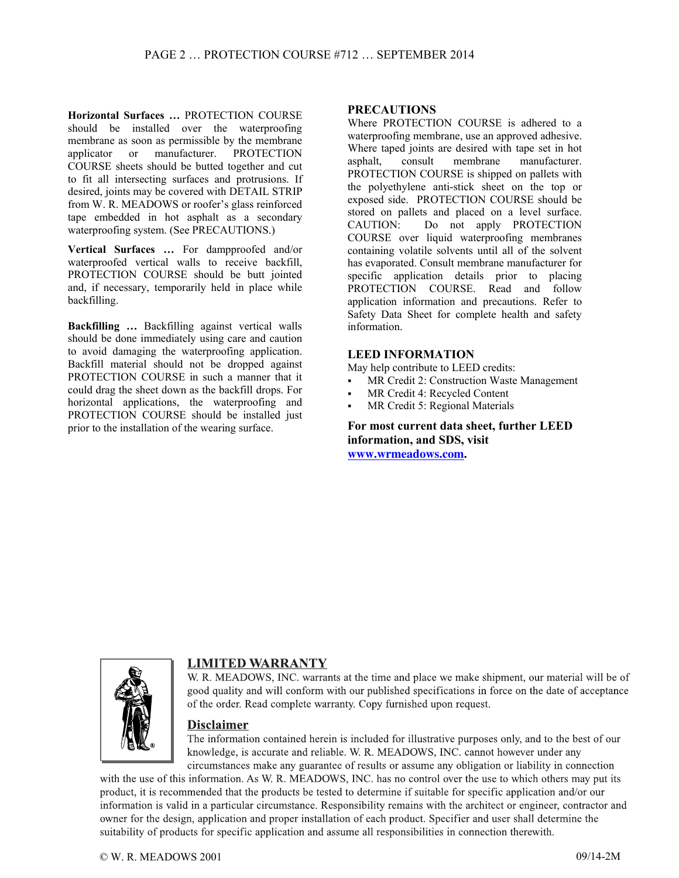**Horizontal Surfaces …** PROTECTION COURSE should be installed over the waterproofing membrane as soon as permissible by the membrane applicator or manufacturer. PROTECTION COURSE sheets should be butted together and cut to fit all intersecting surfaces and protrusions. If desired, joints may be covered with DETAIL STRIP from W. R. MEADOWS or roofer's glass reinforced tape embedded in hot asphalt as a secondary waterproofing system. (See PRECAUTIONS.)

**Vertical Surfaces …** For dampproofed and/or waterproofed vertical walls to receive backfill, PROTECTION COURSE should be butt jointed and, if necessary, temporarily held in place while backfilling.

**Backfilling …** Backfilling against vertical walls should be done immediately using care and caution to avoid damaging the waterproofing application. Backfill material should not be dropped against PROTECTION COURSE in such a manner that it could drag the sheet down as the backfill drops. For horizontal applications, the waterproofing and PROTECTION COURSE should be installed just prior to the installation of the wearing surface.

## PRECAUTIONS

Where PROTECTION COURSE is adhered to a waterproofing membrane, use an approved adhesive. Where taped joints are desired with tape set in hot asphalt, consult membrane manufacturer. PROTECTION COURSE is shipped on pallets with the polyethylene anti-stick sheet on the top or exposed side. PROTECTION COURSE should be stored on pallets and placed on a level surface. CAUTION: Do not apply PROTECTION COURSE over liquid waterproofing membranes containing volatile solvents until all of the solvent has evaporated. Consult membrane manufacturer for specific application details prior to placing PROTECTION COURSE. Read and follow application information and precautions. Refer to Safety Data Sheet for complete health and safety information.

## LEED INFORMATION

May help contribute to LEED credits:

- MR Credit 2: Construction Waste Management
- MR Credit 4: Recycled Content
- MR Credit 5: Regional Materials

**For most current data sheet, further LEED information, and SDS, visit www.wrmeadows.com.**

## LIMITED WARRANTY

W. R. MEADOWS, INC. warrants at the time and place we make shipment, our material will be of good quality and will conform with our published specifications in force on the date of acceptance of the order. Read complete warranty. Copy furnished upon request.

## Disclaimer

The information contained herein is included for illustrative purposes only, and to the best of our knowledge, is accurate and reliable. W. R. MEADOWS, INC. cannot however under any circumstances make any guarantee of results or assume any obligation or liability in connection with the use of this information. As W. R. MEADOWS, INC. has no control over the use to which others may put its product, it is recommended that the products be tested to determine if suitable for specific application and/or our information is valid in a particular circumstance. Responsibility remains with the architect or engineer, contractor and owner for the design, application and proper installation of each product. Specifier and user shall determine the suitability of products for specific application and assume all responsibilities in connection therewith.

© W. R. MEADOWS 2001

09/14-2M